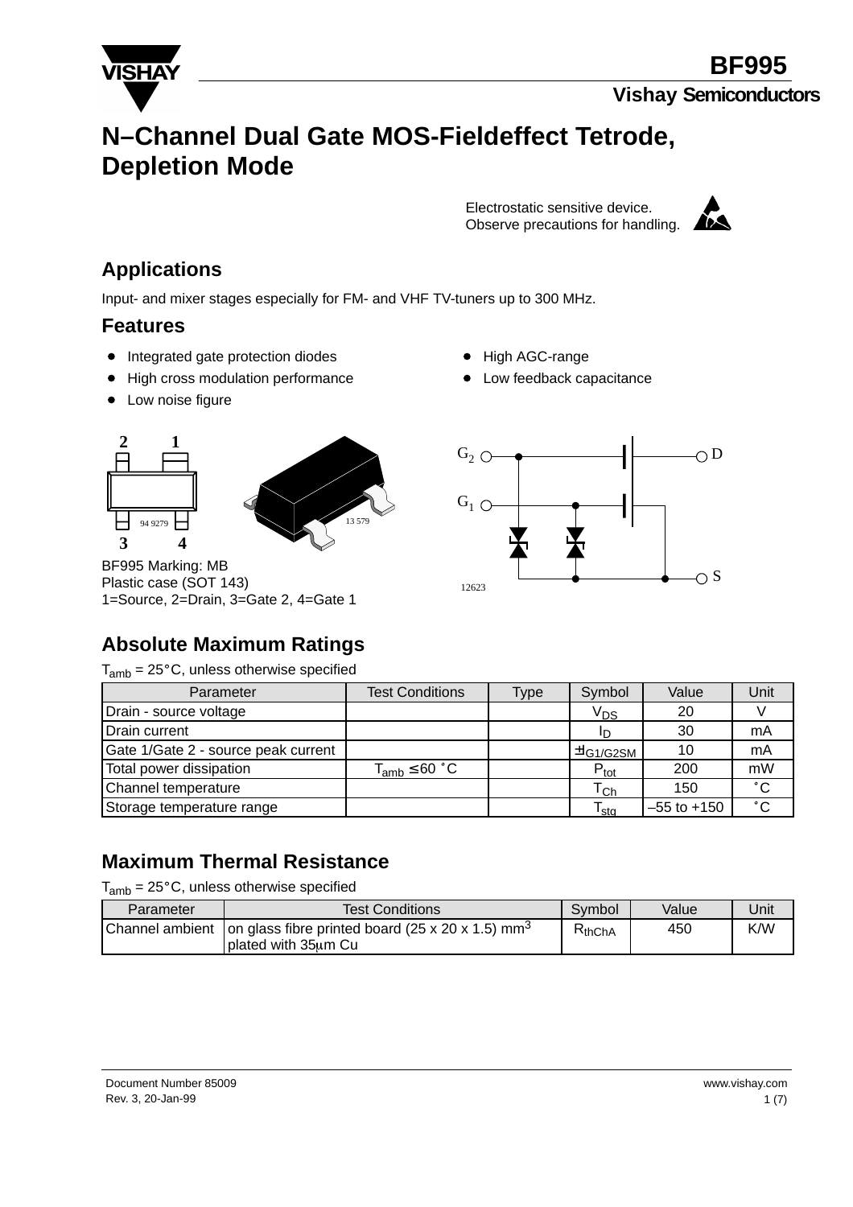# N–Channel Dual Gate MOS-Fieldeffect Tetrode, Depletion Mode

Electrostatic sensitive device.
Observe precautions for handling.

## Applications

Input- and mixer stages especially for FM- and VHF TV-tuners up to 300 MHz.

## Features

- Integrated gate protection diodes
- High cross modulation performance
- Low noise figure
- High AGC-range
- Low feedback capacitance

BF995 Marking: MB
Plastic case (SOT 143)
1=Source, 2=Drain, 3=Gate 2, 4=Gate 1

## Absolute Maximum Ratings

$T_{amb}$ = 25°C, unless otherwise specified

| Parameter | Test Conditions | Type | Symbol | Value | Unit |
|---|---|---|---|---|---|
| Drain - source voltage | | | $V_{DS}$ | 20 | V |
| Drain current | | | $I_D$ | 30 | mA |
| Gate 1/Gate 2 - source peak current | | | $\pm I_{G1/G2SM}$ | 10 | mA |
| Total power dissipation | $T_{amb} \leq 60$ °C | | $P_{tot}$ | 200 | mW |
| Channel temperature | | | $T_{Ch}$ | 150 | °C |
| Storage temperature range | | | $T_{stg}$ | –55 to +150 | °C |

## Maximum Thermal Resistance

$T_{amb}$ = 25°C, unless otherwise specified

| Parameter | Test Conditions | Symbol | Value | Unit |
|---|---|---|---|---|
| Channel ambient | on glass fibre printed board (25 x 20 x 1.5) mm$^3$ plated with 35μm Cu | $R_{thChA}$ | 450 | K/W |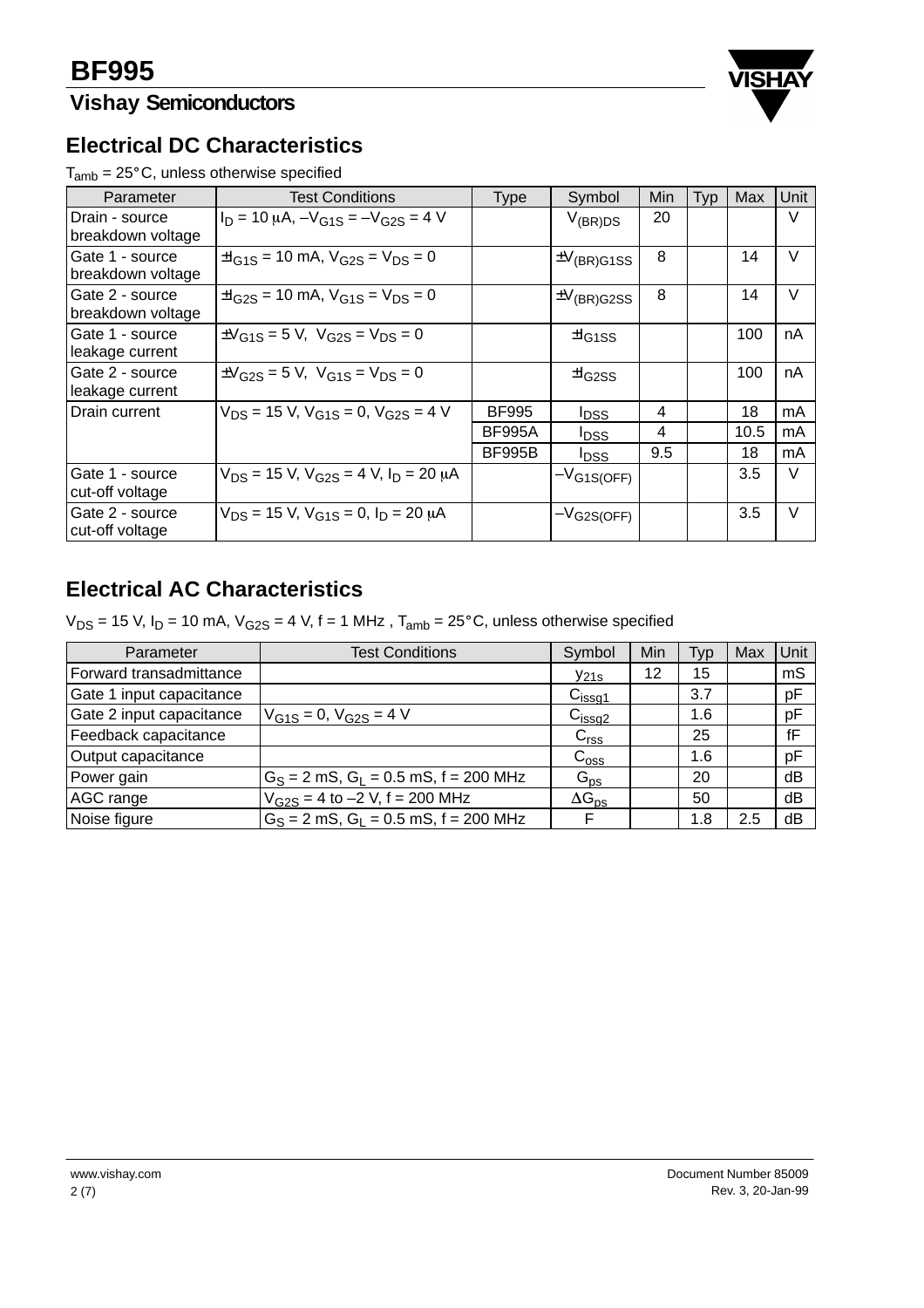## Electrical DC Characteristics

$T_{amb}$ = 25°C, unless otherwise specified

| Parameter | Test Conditions | Type | Symbol | Min | Typ | Max | Unit |
|---|---|---|---|---|---|---|---|
| Drain - source breakdown voltage | $I_D$ = 10 μA, $-V_{G1S} = -V_{G2S}$ = 4 V | | $V_{(BR)DS}$ | 20 | | | V |
| Gate 1 - source breakdown voltage | $\pm I_{G1S}$ = 10 mA, $V_{G2S} = V_{DS}$ = 0 | | $\pm V_{(BR)G1SS}$ | 8 | | 14 | V |
| Gate 2 - source breakdown voltage | $\pm I_{G2S}$ = 10 mA, $V_{G1S} = V_{DS}$ = 0 | | $\pm V_{(BR)G2SS}$ | 8 | | 14 | V |
| Gate 1 - source leakage current | $\pm V_{G1S}$ = 5 V, $V_{G2S} = V_{DS}$ = 0 | | $\pm I_{G1SS}$ | | | 100 | nA |
| Gate 2 - source leakage current | $\pm V_{G2S}$ = 5 V, $V_{G1S} = V_{DS}$ = 0 | | $\pm I_{G2SS}$ | | | 100 | nA |
| Drain current | $V_{DS}$ = 15 V, $V_{G1S}$ = 0, $V_{G2S}$ = 4 V | BF995 | $I_{DSS}$ | 4 | | 18 | mA |
| | | BF995A | $I_{DSS}$ | 4 | | 10.5 | mA |
| | | BF995B | $I_{DSS}$ | 9.5 | | 18 | mA |
| Gate 1 - source cut-off voltage | $V_{DS}$ = 15 V, $V_{G2S}$ = 4 V, $I_D$ = 20 μA | | $-V_{G1S(OFF)}$ | | | 3.5 | V |
| Gate 2 - source cut-off voltage | $V_{DS}$ = 15 V, $V_{G1S}$ = 0, $I_D$ = 20 μA | | $-V_{G2S(OFF)}$ | | | 3.5 | V |

## Electrical AC Characteristics

$V_{DS}$ = 15 V, $I_D$ = 10 mA, $V_{G2S}$ = 4 V, f = 1 MHz , $T_{amb}$ = 25°C, unless otherwise specified

| Parameter | Test Conditions | Symbol | Min | Typ | Max | Unit |
|---|---|---|---|---|---|---|
| Forward transadmittance | | $y_{21s}$ | 12 | 15 | | mS |
| Gate 1 input capacitance | | $C_{issg1}$ | | 3.7 | | pF |
| Gate 2 input capacitance | $V_{G1S}$ = 0, $V_{G2S}$ = 4 V | $C_{issg2}$ | | 1.6 | | pF |
| Feedback capacitance | | $C_{rss}$ | | 25 | | fF |
| Output capacitance | | $C_{oss}$ | | 1.6 | | pF |
| Power gain | $G_S$ = 2 mS, $G_L$ = 0.5 mS, f = 200 MHz | $G_{ps}$ | | 20 | | dB |
| AGC range | $V_{G2S}$ = 4 to –2 V, f = 200 MHz | $\Delta G_{ps}$ | | 50 | | dB |
| Noise figure | $G_S$ = 2 mS, $G_L$ = 0.5 mS, f = 200 MHz | F | | 1.8 | 2.5 | dB |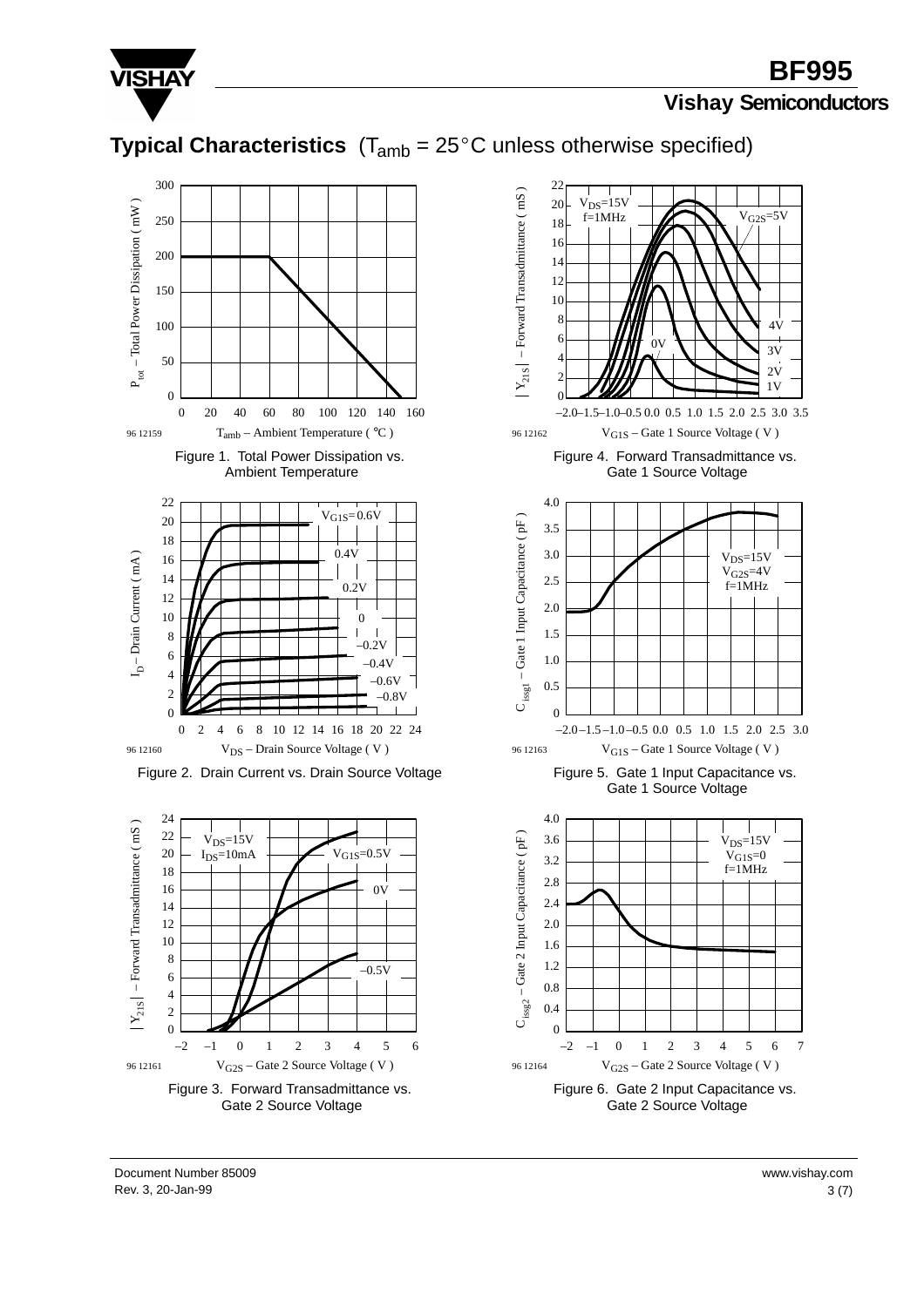## Typical Characteristics ($T_{amb}$ = 25°C unless otherwise specified)

Figure 1. Total Power Dissipation vs. Ambient Temperature

Figure 2. Drain Current vs. Drain Source Voltage

Figure 3. Forward Transadmittance vs. Gate 2 Source Voltage

Figure 4. Forward Transadmittance vs. Gate 1 Source Voltage

Figure 5. Gate 1 Input Capacitance vs. Gate 1 Source Voltage

Figure 6. Gate 2 Input Capacitance vs. Gate 2 Source Voltage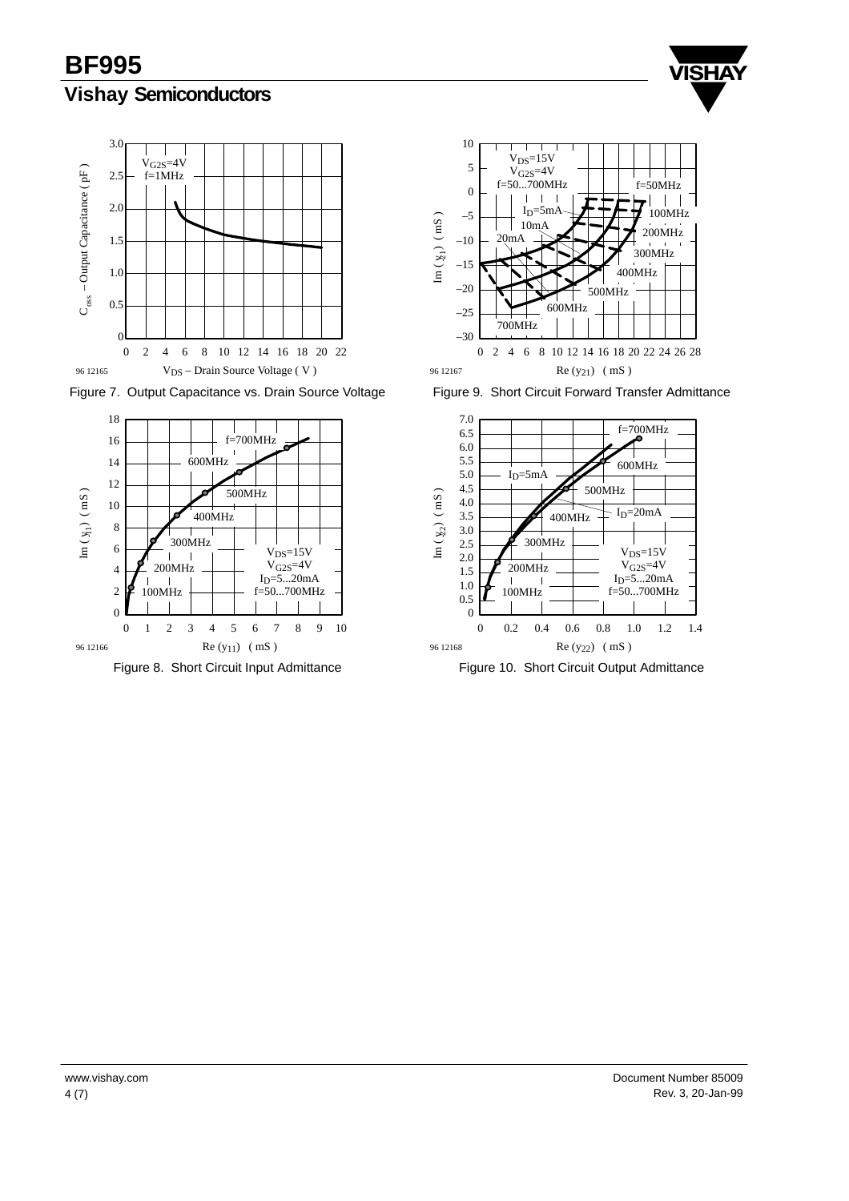Figure 7. Output Capacitance vs. Drain Source Voltage

Figure 9. Short Circuit Forward Transfer Admittance

Figure 8. Short Circuit Input Admittance

Figure 10. Short Circuit Output Admittance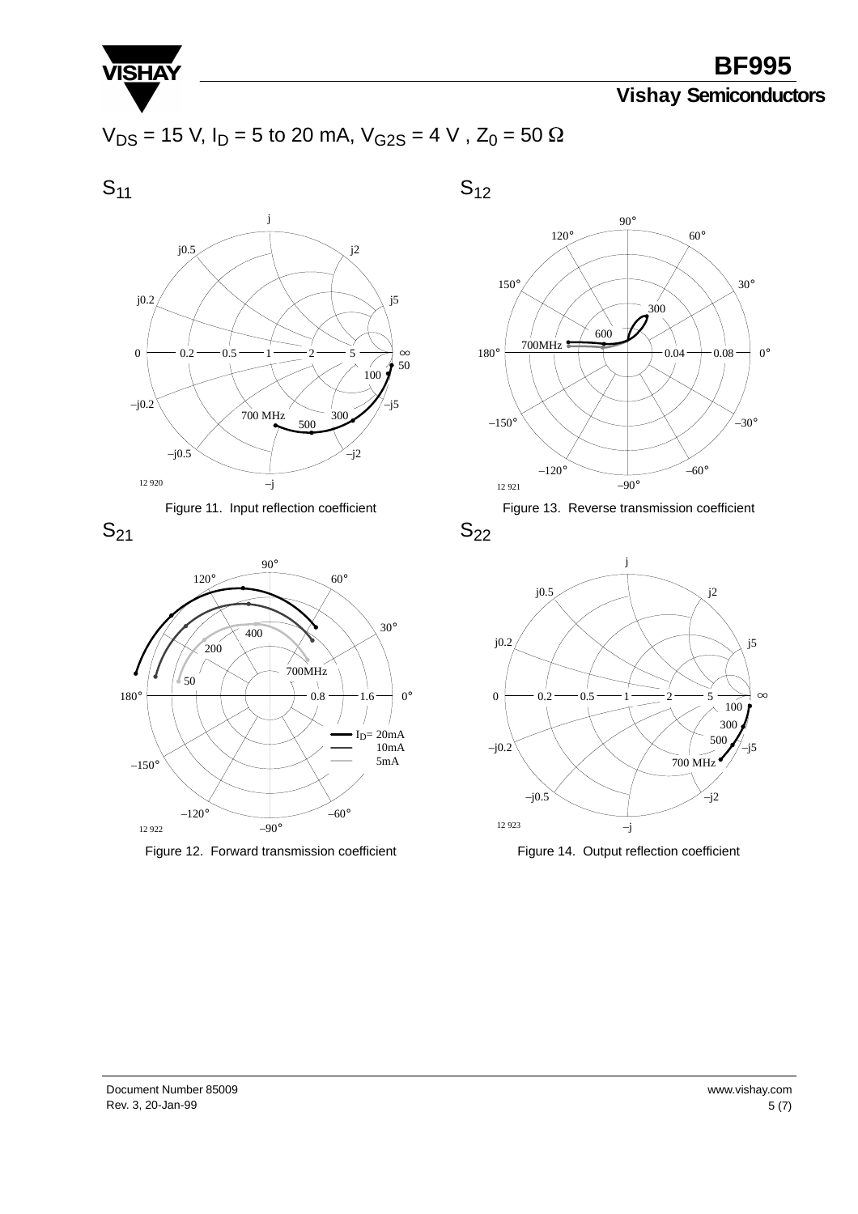$V_{DS}$ = 15 V, $I_D$ = 5 to 20 mA, $V_{G2S}$ = 4 V , $Z_0$ = 50 Ω

$S_{11}$

Figure 11. Input reflection coefficient

$S_{12}$

Figure 13. Reverse transmission coefficient

$S_{21}$

Figure 12. Forward transmission coefficient

$S_{22}$

Figure 14. Output reflection coefficient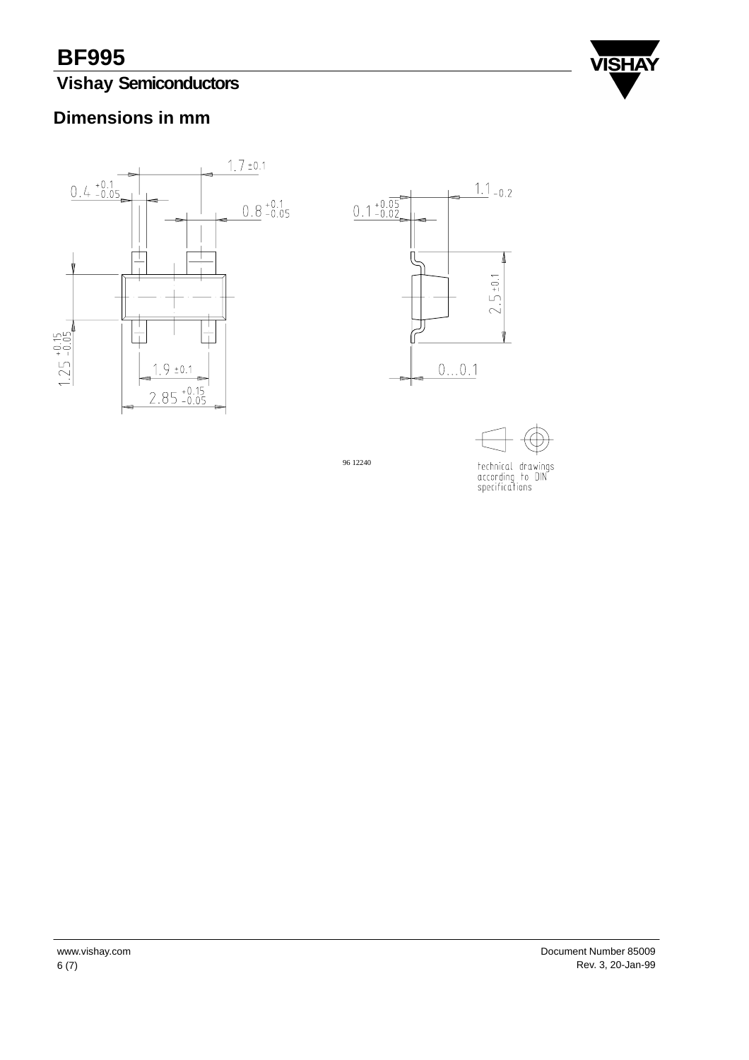## Dimensions in mm

96 12240

technical drawings according to DIN specifications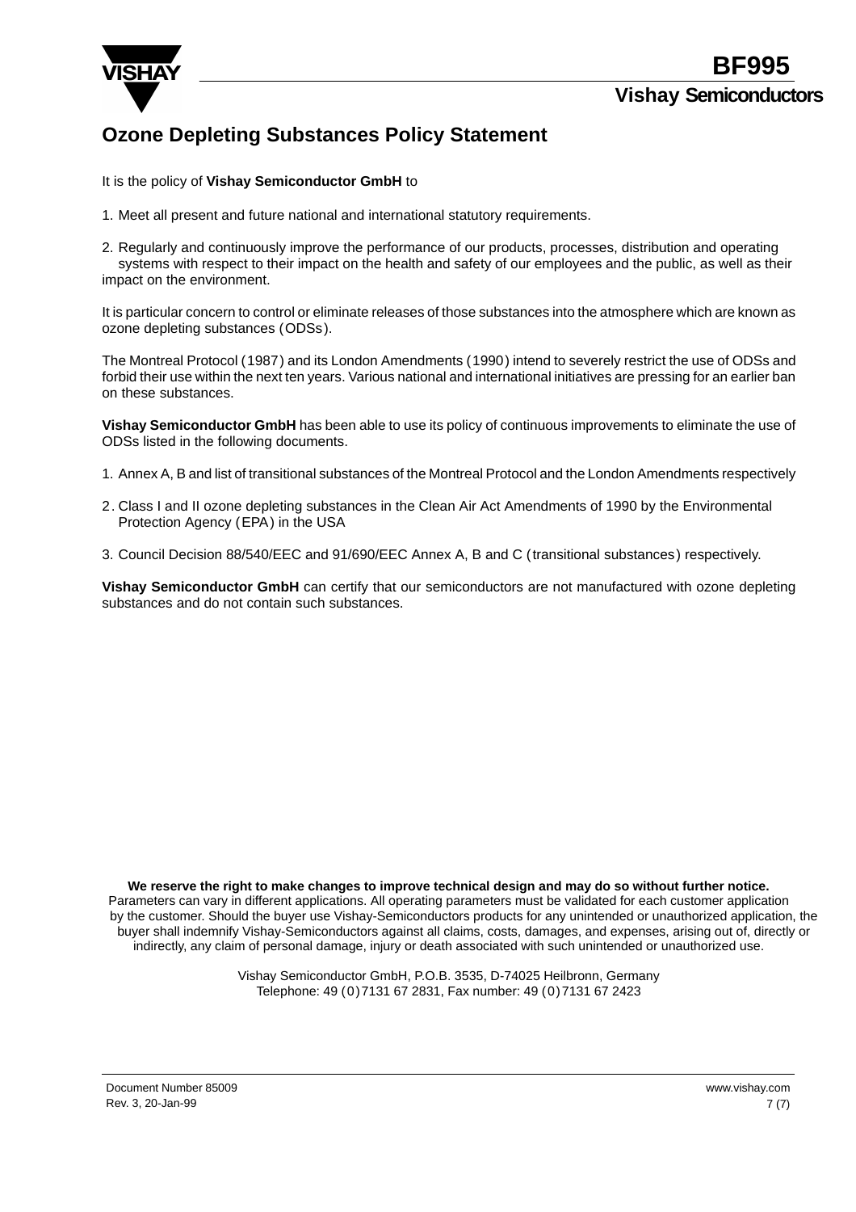## Ozone Depleting Substances Policy Statement

It is the policy of **Vishay Semiconductor GmbH** to

1. Meet all present and future national and international statutory requirements.

2. Regularly and continuously improve the performance of our products, processes, distribution and operating systems with respect to their impact on the health and safety of our employees and the public, as well as their impact on the environment.

It is particular concern to control or eliminate releases of those substances into the atmosphere which are known as ozone depleting substances (ODSs).

The Montreal Protocol (1987) and its London Amendments (1990) intend to severely restrict the use of ODSs and forbid their use within the next ten years. Various national and international initiatives are pressing for an earlier ban on these substances.

**Vishay Semiconductor GmbH** has been able to use its policy of continuous improvements to eliminate the use of ODSs listed in the following documents.

1. Annex A, B and list of transitional substances of the Montreal Protocol and the London Amendments respectively

2. Class I and II ozone depleting substances in the Clean Air Act Amendments of 1990 by the Environmental Protection Agency (EPA) in the USA

3. Council Decision 88/540/EEC and 91/690/EEC Annex A, B and C (transitional substances) respectively.

**Vishay Semiconductor GmbH** can certify that our semiconductors are not manufactured with ozone depleting substances and do not contain such substances.

**We reserve the right to make changes to improve technical design and may do so without further notice.**
Parameters can vary in different applications. All operating parameters must be validated for each customer application by the customer. Should the buyer use Vishay-Semiconductors products for any unintended or unauthorized application, the buyer shall indemnify Vishay-Semiconductors against all claims, costs, damages, and expenses, arising out of, directly or indirectly, any claim of personal damage, injury or death associated with such unintended or unauthorized use.

Vishay Semiconductor GmbH, P.O.B. 3535, D-74025 Heilbronn, Germany
Telephone: 49 (0)7131 67 2831, Fax number: 49 (0)7131 67 2423